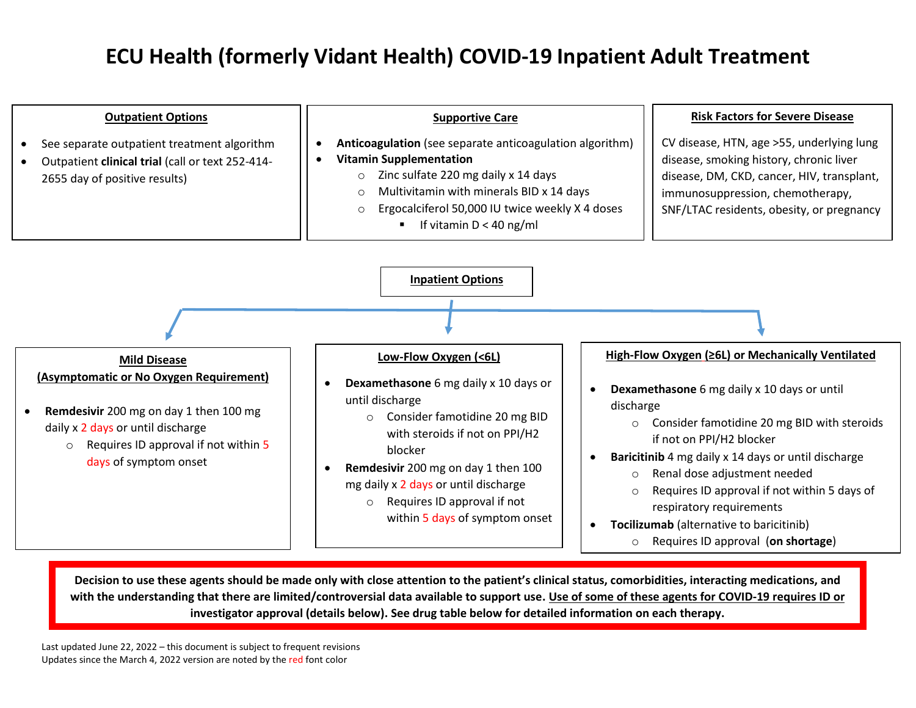# ECU Health (formerly Vidant Health) COVID-19 Inpatient Adult Treatment

### Outpatient Options

- See separate outpatient treatment algorithm
- Outpatient **clinical trial** (call or text 252-414-2655 day of positive results)

### Supportive Care

- **Anticoagulation** (see separate anticoagulation algorithm)
- **Vitamin Supplementation**
  - Zinc sulfate 220 mg daily x 14 days
  - Multivitamin with minerals BID x 14 days
  - Ergocalciferol 50,000 IU twice weekly X 4 doses
    - If vitamin D < 40 ng/ml

### Risk Factors for Severe Disease

CV disease, HTN, age >55, underlying lung disease, smoking history, chronic liver disease, DM, CKD, cancer, HIV, transplant, immunosuppression, chemotherapy, SNF/LTAC residents, obesity, or pregnancy

## Inpatient Options

### Mild Disease (Asymptomatic or No Oxygen Requirement)

- **Remdesivir** 200 mg on day 1 then 100 mg daily x 2 days or until discharge
  - Requires ID approval if not within 5 days of symptom onset

### Low-Flow Oxygen (<6L)

- **Dexamethasone** 6 mg daily x 10 days or until discharge
  - Consider famotidine 20 mg BID with steroids if not on PPI/H2 blocker
- **Remdesivir** 200 mg on day 1 then 100 mg daily x 2 days or until discharge
  - Requires ID approval if not within 5 days of symptom onset

### High-Flow Oxygen (≥6L) or Mechanically Ventilated

- **Dexamethasone** 6 mg daily x 10 days or until discharge
  - Consider famotidine 20 mg BID with steroids if not on PPI/H2 blocker
- **Baricitinib** 4 mg daily x 14 days or until discharge
  - Renal dose adjustment needed
  - Requires ID approval if not within 5 days of respiratory requirements
- **Tocilizumab** (alternative to baricitinib)
  - Requires ID approval (**on shortage**)

**Decision to use these agents should be made only with close attention to the patient's clinical status, comorbidities, interacting medications, and with the understanding that there are limited/controversial data available to support use. Use of some of these agents for COVID-19 requires ID or investigator approval (details below). See drug table below for detailed information on each therapy.**

Last updated June 22, 2022 – this document is subject to frequent revisions
Updates since the March 4, 2022 version are noted by the red font color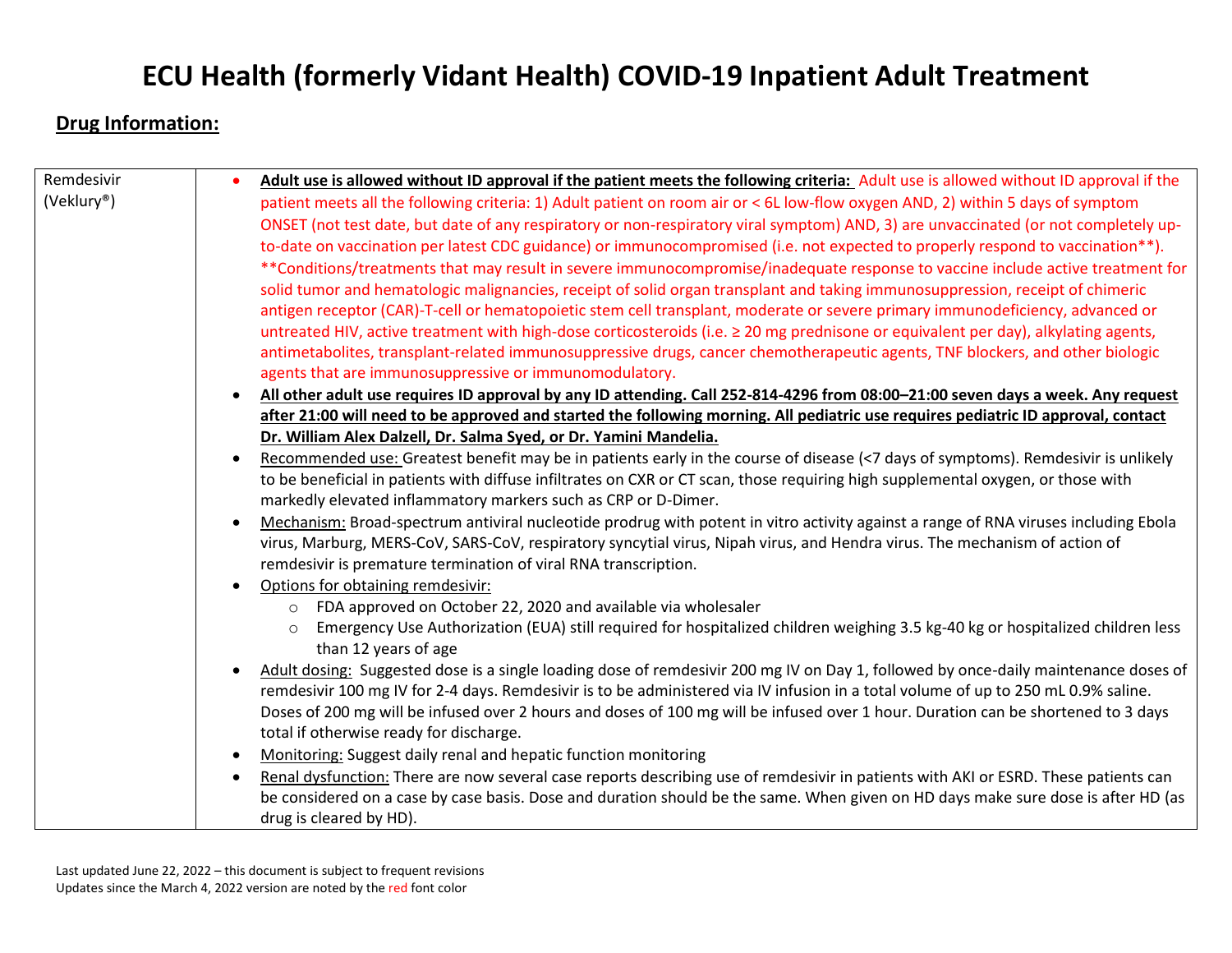# ECU Health (formerly Vidant Health) COVID-19 Inpatient Adult Treatment

## Drug Information:

| | |
|---|---|
| Remdesivir (Veklury®) | • **Adult use is allowed without ID approval if the patient meets the following criteria:** Adult use is allowed without ID approval if the patient meets all the following criteria: 1) Adult patient on room air or < 6L low-flow oxygen AND, 2) within 5 days of symptom ONSET (not test date, but date of any respiratory or non-respiratory viral symptom) AND, 3) are unvaccinated (or not completely up-to-date on vaccination per latest CDC guidance) or immunocompromised (i.e. not expected to properly respond to vaccination**). **Conditions/treatments that may result in severe immunocompromise/inadequate response to vaccine include active treatment for solid tumor and hematologic malignancies, receipt of solid organ transplant and taking immunosuppression, receipt of chimeric antigen receptor (CAR)-T-cell or hematopoietic stem cell transplant, moderate or severe primary immunodeficiency, advanced or untreated HIV, active treatment with high-dose corticosteroids (i.e. ≥ 20 mg prednisone or equivalent per day), alkylating agents, antimetabolites, transplant-related immunosuppressive drugs, cancer chemotherapeutic agents, TNF blockers, and other biologic agents that are immunosuppressive or immunomodulatory.<br>• **All other adult use requires ID approval by any ID attending. Call 252-814-4296 from 08:00–21:00 seven days a week. Any request after 21:00 will need to be approved and started the following morning. All pediatric use requires pediatric ID approval, contact Dr. William Alex Dalzell, Dr. Salma Syed, or Dr. Yamini Mandelia.**<br>• Recommended use: Greatest benefit may be in patients early in the course of disease (<7 days of symptoms). Remdesivir is unlikely to be beneficial in patients with diffuse infiltrates on CXR or CT scan, those requiring high supplemental oxygen, or those with markedly elevated inflammatory markers such as CRP or D-Dimer.<br>• Mechanism: Broad-spectrum antiviral nucleotide prodrug with potent in vitro activity against a range of RNA viruses including Ebola virus, Marburg, MERS-CoV, SARS-CoV, respiratory syncytial virus, Nipah virus, and Hendra virus. The mechanism of action of remdesivir is premature termination of viral RNA transcription.<br>• Options for obtaining remdesivir:<br>  ○ FDA approved on October 22, 2020 and available via wholesaler<br>  ○ Emergency Use Authorization (EUA) still required for hospitalized children weighing 3.5 kg-40 kg or hospitalized children less than 12 years of age<br>• Adult dosing: Suggested dose is a single loading dose of remdesivir 200 mg IV on Day 1, followed by once-daily maintenance doses of remdesivir 100 mg IV for 2-4 days. Remdesivir is to be administered via IV infusion in a total volume of up to 250 mL 0.9% saline. Doses of 200 mg will be infused over 2 hours and doses of 100 mg will be infused over 1 hour. Duration can be shortened to 3 days total if otherwise ready for discharge.<br>• Monitoring: Suggest daily renal and hepatic function monitoring<br>• Renal dysfunction: There are now several case reports describing use of remdesivir in patients with AKI or ESRD. These patients can be considered on a case by case basis. Dose and duration should be the same. When given on HD days make sure dose is after HD (as drug is cleared by HD). |

Last updated June 22, 2022 – this document is subject to frequent revisions
Updates since the March 4, 2022 version are noted by the red font color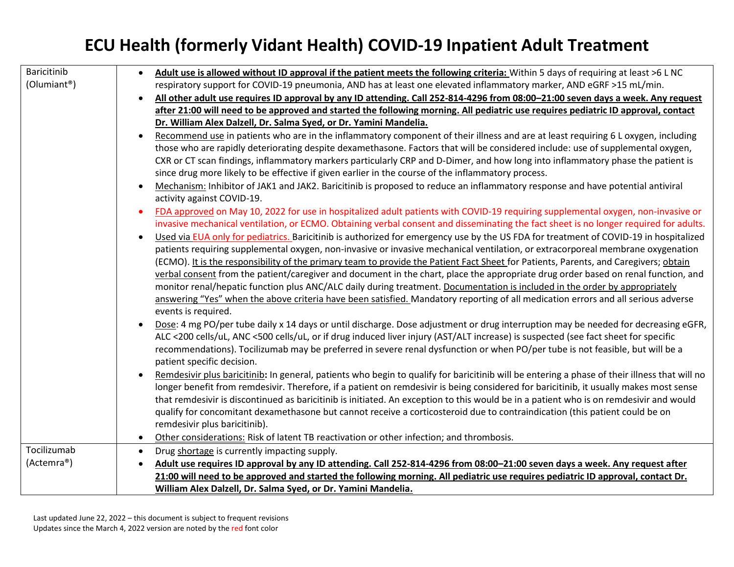# ECU Health (formerly Vidant Health) COVID-19 Inpatient Adult Treatment

| | |
|---|---|
| Baricitinib (Olumiant®) | • **Adult use is allowed without ID approval if the patient meets the following criteria:** Within 5 days of requiring at least >6 L NC respiratory support for COVID-19 pneumonia, AND has at least one elevated inflammatory marker, AND eGRF >15 mL/min.<br>• **All other adult use requires ID approval by any ID attending. Call 252-814-4296 from 08:00–21:00 seven days a week. Any request after 21:00 will need to be approved and started the following morning. All pediatric use requires pediatric ID approval, contact Dr. William Alex Dalzell, Dr. Salma Syed, or Dr. Yamini Mandelia.**<br>• Recommend use in patients who are in the inflammatory component of their illness and are at least requiring 6 L oxygen, including those who are rapidly deteriorating despite dexamethasone. Factors that will be considered include: use of supplemental oxygen, CXR or CT scan findings, inflammatory markers particularly CRP and D-Dimer, and how long into inflammatory phase the patient is since drug more likely to be effective if given earlier in the course of the inflammatory process.<br>• Mechanism: Inhibitor of JAK1 and JAK2. Baricitinib is proposed to reduce an inflammatory response and have potential antiviral activity against COVID-19.<br>• FDA approved on May 10, 2022 for use in hospitalized adult patients with COVID-19 requiring supplemental oxygen, non-invasive or invasive mechanical ventilation, or ECMO. Obtaining verbal consent and disseminating the fact sheet is no longer required for adults.<br>• Used via EUA only for pediatrics. Baricitinib is authorized for emergency use by the US FDA for treatment of COVID-19 in hospitalized patients requiring supplemental oxygen, non-invasive or invasive mechanical ventilation, or extracorporeal membrane oxygenation (ECMO). It is the responsibility of the primary team to provide the Patient Fact Sheet for Patients, Parents, and Caregivers; obtain verbal consent from the patient/caregiver and document in the chart, place the appropriate drug order based on renal function, and monitor renal/hepatic function plus ANC/ALC daily during treatment. Documentation is included in the order by appropriately answering "Yes" when the above criteria have been satisfied. Mandatory reporting of all medication errors and all serious adverse events is required.<br>• Dose: 4 mg PO/per tube daily x 14 days or until discharge. Dose adjustment or drug interruption may be needed for decreasing eGFR, ALC <200 cells/uL, ANC <500 cells/uL, or if drug induced liver injury (AST/ALT increase) is suspected (see fact sheet for specific recommendations). Tocilizumab may be preferred in severe renal dysfunction or when PO/per tube is not feasible, but will be a patient specific decision.<br>• Remdesivir plus baricitinib**:** In general, patients who begin to qualify for baricitinib will be entering a phase of their illness that will no longer benefit from remdesivir. Therefore, if a patient on remdesivir is being considered for baricitinib, it usually makes most sense that remdesivir is discontinued as baricitinib is initiated. An exception to this would be in a patient who is on remdesivir and would qualify for concomitant dexamethasone but cannot receive a corticosteroid due to contraindication (this patient could be on remdesivir plus baricitinib).<br>• Other considerations: Risk of latent TB reactivation or other infection; and thrombosis. |
| Tocilizumab (Actemra®) | • Drug shortage is currently impacting supply.<br>• **Adult use requires ID approval by any ID attending. Call 252-814-4296 from 08:00–21:00 seven days a week. Any request after 21:00 will need to be approved and started the following morning. All pediatric use requires pediatric ID approval, contact Dr. William Alex Dalzell, Dr. Salma Syed, or Dr. Yamini Mandelia.** |

Last updated June 22, 2022 – this document is subject to frequent revisions
Updates since the March 4, 2022 version are noted by the red font color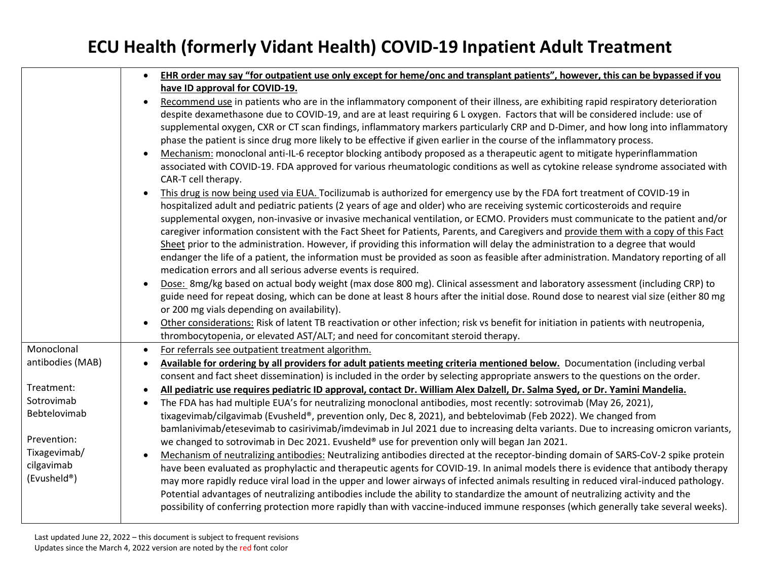# ECU Health (formerly Vidant Health) COVID-19 Inpatient Adult Treatment

| | |
|---|---|
| | • **EHR order may say "for outpatient use only except for heme/onc and transplant patients", however, this can be bypassed if you have ID approval for COVID-19.**<br>• Recommend use in patients who are in the inflammatory component of their illness, are exhibiting rapid respiratory deterioration despite dexamethasone due to COVID-19, and are at least requiring 6 L oxygen. Factors that will be considered include: use of supplemental oxygen, CXR or CT scan findings, inflammatory markers particularly CRP and D-Dimer, and how long into inflammatory phase the patient is since drug more likely to be effective if given earlier in the course of the inflammatory process.<br>• Mechanism: monoclonal anti-IL-6 receptor blocking antibody proposed as a therapeutic agent to mitigate hyperinflammation associated with COVID-19. FDA approved for various rheumatologic conditions as well as cytokine release syndrome associated with CAR-T cell therapy.<br>• This drug is now being used via EUA. Tocilizumab is authorized for emergency use by the FDA fort treatment of COVID-19 in hospitalized adult and pediatric patients (2 years of age and older) who are receiving systemic corticosteroids and require supplemental oxygen, non-invasive or invasive mechanical ventilation, or ECMO. Providers must communicate to the patient and/or caregiver information consistent with the Fact Sheet for Patients, Parents, and Caregivers and provide them with a copy of this Fact Sheet prior to the administration. However, if providing this information will delay the administration to a degree that would endanger the life of a patient, the information must be provided as soon as feasible after administration. Mandatory reporting of all medication errors and all serious adverse events is required.<br>• Dose: 8mg/kg based on actual body weight (max dose 800 mg). Clinical assessment and laboratory assessment (including CRP) to guide need for repeat dosing, which can be done at least 8 hours after the initial dose. Round dose to nearest vial size (either 80 mg or 200 mg vials depending on availability).<br>• Other considerations: Risk of latent TB reactivation or other infection; risk vs benefit for initiation in patients with neutropenia, thrombocytopenia, or elevated AST/ALT; and need for concomitant steroid therapy. |
| Monoclonal antibodies (MAB)<br><br>Treatment:<br>Sotrovimab<br>Bebtelovimab<br><br>Prevention:<br>Tixagevimab/ cilgavimab (Evusheld®) | • For referrals see outpatient treatment algorithm.<br>• **Available for ordering by all providers for adult patients meeting criteria mentioned below.** Documentation (including verbal consent and fact sheet dissemination) is included in the order by selecting appropriate answers to the questions on the order.<br>• **All pediatric use requires pediatric ID approval, contact Dr. William Alex Dalzell, Dr. Salma Syed, or Dr. Yamini Mandelia.**<br>• The FDA has had multiple EUA's for neutralizing monoclonal antibodies, most recently: sotrovimab (May 26, 2021), tixagevimab/cilgavimab (Evusheld®, prevention only, Dec 8, 2021), and bebtelovimab (Feb 2022). We changed from bamlanivimab/etesevimab to casirivimab/imdevimab in Jul 2021 due to increasing delta variants. Due to increasing omicron variants, we changed to sotrovimab in Dec 2021. Evusheld® use for prevention only will began Jan 2021.<br>• Mechanism of neutralizing antibodies: Neutralizing antibodies directed at the receptor-binding domain of SARS-CoV-2 spike protein have been evaluated as prophylactic and therapeutic agents for COVID-19. In animal models there is evidence that antibody therapy may more rapidly reduce viral load in the upper and lower airways of infected animals resulting in reduced viral-induced pathology. Potential advantages of neutralizing antibodies include the ability to standardize the amount of neutralizing activity and the possibility of conferring protection more rapidly than with vaccine-induced immune responses (which generally take several weeks). |

Last updated June 22, 2022 – this document is subject to frequent revisions
Updates since the March 4, 2022 version are noted by the red font color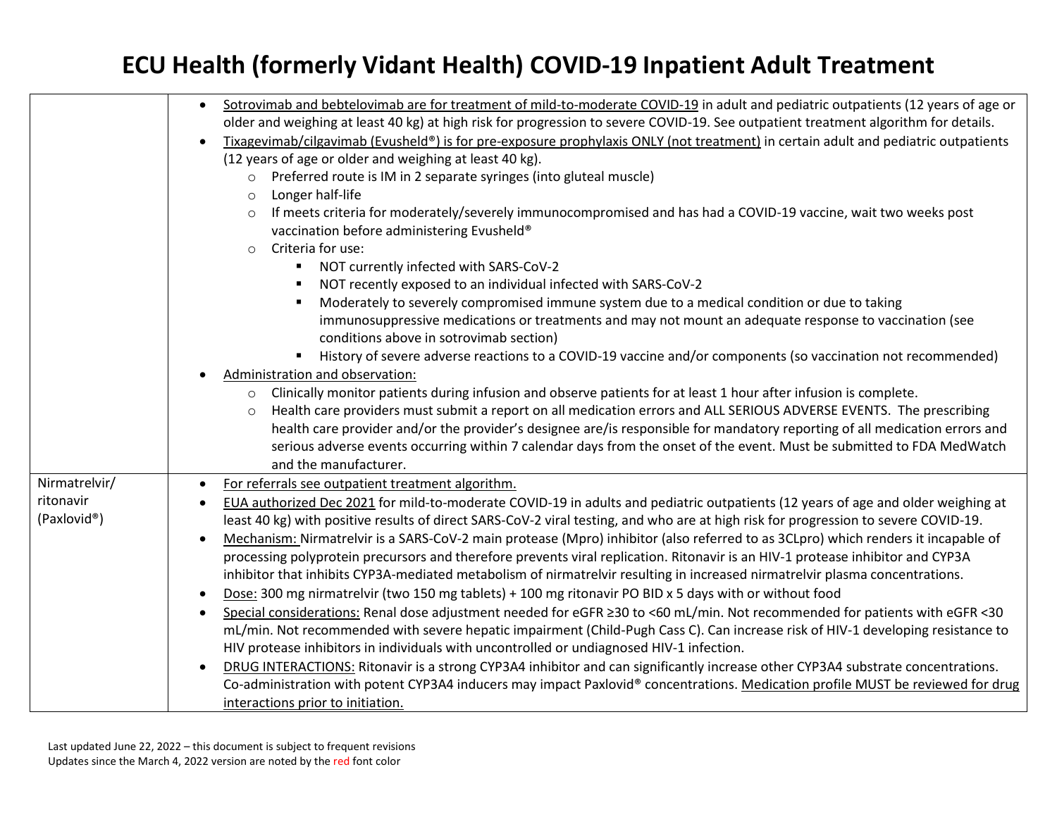# ECU Health (formerly Vidant Health) COVID-19 Inpatient Adult Treatment

| | |
|---|---|
| | • Sotrovimab and bebtelovimab are for treatment of mild-to-moderate COVID-19 in adult and pediatric outpatients (12 years of age or older and weighing at least 40 kg) at high risk for progression to severe COVID-19. See outpatient treatment algorithm for details.<br>• Tixagevimab/cilgavimab (Evusheld®) is for pre-exposure prophylaxis ONLY (not treatment) in certain adult and pediatric outpatients (12 years of age or older and weighing at least 40 kg).<br>&nbsp;&nbsp;&nbsp;&nbsp;○ Preferred route is IM in 2 separate syringes (into gluteal muscle)<br>&nbsp;&nbsp;&nbsp;&nbsp;○ Longer half-life<br>&nbsp;&nbsp;&nbsp;&nbsp;○ If meets criteria for moderately/severely immunocompromised and has had a COVID-19 vaccine, wait two weeks post vaccination before administering Evusheld®<br>&nbsp;&nbsp;&nbsp;&nbsp;○ Criteria for use:<br>&nbsp;&nbsp;&nbsp;&nbsp;&nbsp;&nbsp;&nbsp;&nbsp;▪ NOT currently infected with SARS-CoV-2<br>&nbsp;&nbsp;&nbsp;&nbsp;&nbsp;&nbsp;&nbsp;&nbsp;▪ NOT recently exposed to an individual infected with SARS-CoV-2<br>&nbsp;&nbsp;&nbsp;&nbsp;&nbsp;&nbsp;&nbsp;&nbsp;▪ Moderately to severely compromised immune system due to a medical condition or due to taking immunosuppressive medications or treatments and may not mount an adequate response to vaccination (see conditions above in sotrovimab section)<br>&nbsp;&nbsp;&nbsp;&nbsp;&nbsp;&nbsp;&nbsp;&nbsp;▪ History of severe adverse reactions to a COVID-19 vaccine and/or components (so vaccination not recommended)<br>• Administration and observation:<br>&nbsp;&nbsp;&nbsp;&nbsp;○ Clinically monitor patients during infusion and observe patients for at least 1 hour after infusion is complete.<br>&nbsp;&nbsp;&nbsp;&nbsp;○ Health care providers must submit a report on all medication errors and ALL SERIOUS ADVERSE EVENTS. The prescribing health care provider and/or the provider's designee are/is responsible for mandatory reporting of all medication errors and serious adverse events occurring within 7 calendar days from the onset of the event. Must be submitted to FDA MedWatch and the manufacturer. |
| Nirmatrelvir/ ritonavir (Paxlovid®) | • For referrals see outpatient treatment algorithm.<br>• EUA authorized Dec 2021 for mild-to-moderate COVID-19 in adults and pediatric outpatients (12 years of age and older weighing at least 40 kg) with positive results of direct SARS-CoV-2 viral testing, and who are at high risk for progression to severe COVID-19.<br>• Mechanism: Nirmatrelvir is a SARS-CoV-2 main protease (Mpro) inhibitor (also referred to as 3CLpro) which renders it incapable of processing polyprotein precursors and therefore prevents viral replication. Ritonavir is an HIV-1 protease inhibitor and CYP3A inhibitor that inhibits CYP3A-mediated metabolism of nirmatrelvir resulting in increased nirmatrelvir plasma concentrations.<br>• Dose: 300 mg nirmatrelvir (two 150 mg tablets) + 100 mg ritonavir PO BID x 5 days with or without food<br>• Special considerations: Renal dose adjustment needed for eGFR ≥30 to <60 mL/min. Not recommended for patients with eGFR <30 mL/min. Not recommended with severe hepatic impairment (Child-Pugh Cass C). Can increase risk of HIV-1 developing resistance to HIV protease inhibitors in individuals with uncontrolled or undiagnosed HIV-1 infection.<br>• DRUG INTERACTIONS: Ritonavir is a strong CYP3A4 inhibitor and can significantly increase other CYP3A4 substrate concentrations. Co-administration with potent CYP3A4 inducers may impact Paxlovid® concentrations. Medication profile MUST be reviewed for drug interactions prior to initiation. |

Last updated June 22, 2022 – this document is subject to frequent revisions
Updates since the March 4, 2022 version are noted by the red font color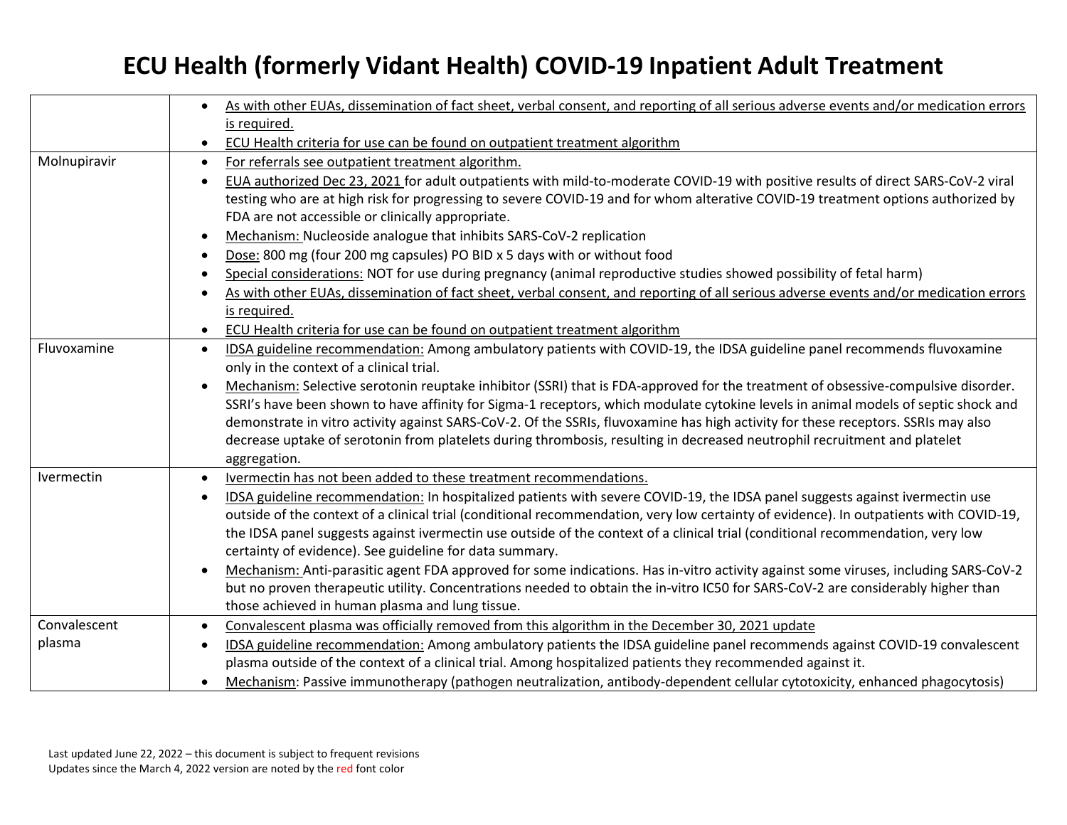# ECU Health (formerly Vidant Health) COVID-19 Inpatient Adult Treatment

| | |
|---|---|
| | • As with other EUAs, dissemination of fact sheet, verbal consent, and reporting of all serious adverse events and/or medication errors is required.<br>• ECU Health criteria for use can be found on outpatient treatment algorithm |
| Molnupiravir | • For referrals see outpatient treatment algorithm.<br>• EUA authorized Dec 23, 2021 for adult outpatients with mild-to-moderate COVID-19 with positive results of direct SARS-CoV-2 viral testing who are at high risk for progressing to severe COVID-19 and for whom alterative COVID-19 treatment options authorized by FDA are not accessible or clinically appropriate.<br>• Mechanism: Nucleoside analogue that inhibits SARS-CoV-2 replication<br>• Dose: 800 mg (four 200 mg capsules) PO BID x 5 days with or without food<br>• Special considerations: NOT for use during pregnancy (animal reproductive studies showed possibility of fetal harm)<br>• As with other EUAs, dissemination of fact sheet, verbal consent, and reporting of all serious adverse events and/or medication errors is required.<br>• ECU Health criteria for use can be found on outpatient treatment algorithm |
| Fluvoxamine | • IDSA guideline recommendation: Among ambulatory patients with COVID-19, the IDSA guideline panel recommends fluvoxamine only in the context of a clinical trial.<br>• Mechanism: Selective serotonin reuptake inhibitor (SSRI) that is FDA-approved for the treatment of obsessive-compulsive disorder. SSRI's have been shown to have affinity for Sigma-1 receptors, which modulate cytokine levels in animal models of septic shock and demonstrate in vitro activity against SARS-CoV-2. Of the SSRIs, fluvoxamine has high activity for these receptors. SSRIs may also decrease uptake of serotonin from platelets during thrombosis, resulting in decreased neutrophil recruitment and platelet aggregation. |
| Ivermectin | • Ivermectin has not been added to these treatment recommendations.<br>• IDSA guideline recommendation: In hospitalized patients with severe COVID-19, the IDSA panel suggests against ivermectin use outside of the context of a clinical trial (conditional recommendation, very low certainty of evidence). In outpatients with COVID-19, the IDSA panel suggests against ivermectin use outside of the context of a clinical trial (conditional recommendation, very low certainty of evidence). See guideline for data summary.<br>• Mechanism: Anti-parasitic agent FDA approved for some indications. Has in-vitro activity against some viruses, including SARS-CoV-2 but no proven therapeutic utility. Concentrations needed to obtain the in-vitro IC50 for SARS-CoV-2 are considerably higher than those achieved in human plasma and lung tissue. |
| Convalescent plasma | • Convalescent plasma was officially removed from this algorithm in the December 30, 2021 update<br>• IDSA guideline recommendation: Among ambulatory patients the IDSA guideline panel recommends against COVID-19 convalescent plasma outside of the context of a clinical trial. Among hospitalized patients they recommended against it.<br>• Mechanism: Passive immunotherapy (pathogen neutralization, antibody-dependent cellular cytotoxicity, enhanced phagocytosis) |

Last updated June 22, 2022 – this document is subject to frequent revisions
Updates since the March 4, 2022 version are noted by the red font color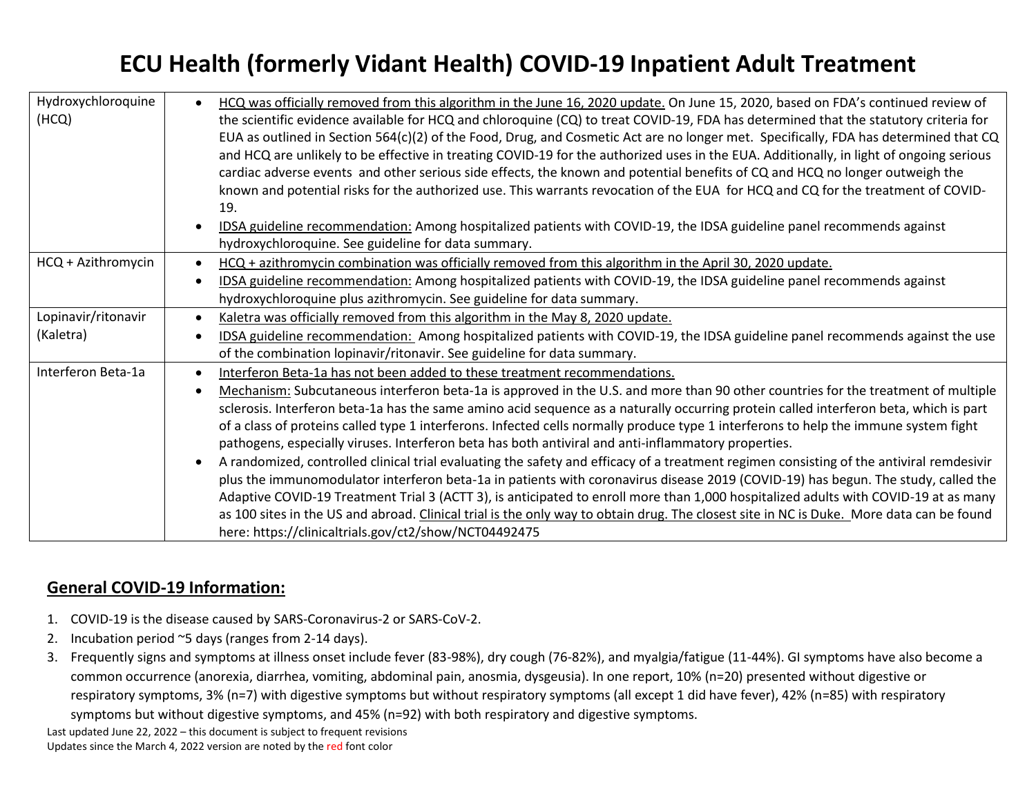# ECU Health (formerly Vidant Health) COVID-19 Inpatient Adult Treatment

| | |
|---|---|
| Hydroxychloroquine (HCQ) | • HCQ was officially removed from this algorithm in the June 16, 2020 update. On June 15, 2020, based on FDA's continued review of the scientific evidence available for HCQ and chloroquine (CQ) to treat COVID-19, FDA has determined that the statutory criteria for EUA as outlined in Section 564(c)(2) of the Food, Drug, and Cosmetic Act are no longer met. Specifically, FDA has determined that CQ and HCQ are unlikely to be effective in treating COVID-19 for the authorized uses in the EUA. Additionally, in light of ongoing serious cardiac adverse events and other serious side effects, the known and potential benefits of CQ and HCQ no longer outweigh the known and potential risks for the authorized use. This warrants revocation of the EUA for HCQ and CQ for the treatment of COVID-19.<br>• IDSA guideline recommendation: Among hospitalized patients with COVID-19, the IDSA guideline panel recommends against hydroxychloroquine. See guideline for data summary. |
| HCQ + Azithromycin | • HCQ + azithromycin combination was officially removed from this algorithm in the April 30, 2020 update.<br>• IDSA guideline recommendation: Among hospitalized patients with COVID-19, the IDSA guideline panel recommends against hydroxychloroquine plus azithromycin. See guideline for data summary. |
| Lopinavir/ritonavir (Kaletra) | • Kaletra was officially removed from this algorithm in the May 8, 2020 update.<br>• IDSA guideline recommendation: Among hospitalized patients with COVID-19, the IDSA guideline panel recommends against the use of the combination lopinavir/ritonavir. See guideline for data summary. |
| Interferon Beta-1a | • Interferon Beta-1a has not been added to these treatment recommendations.<br>• Mechanism: Subcutaneous interferon beta-1a is approved in the U.S. and more than 90 other countries for the treatment of multiple sclerosis. Interferon beta-1a has the same amino acid sequence as a naturally occurring protein called interferon beta, which is part of a class of proteins called type 1 interferons. Infected cells normally produce type 1 interferons to help the immune system fight pathogens, especially viruses. Interferon beta has both antiviral and anti-inflammatory properties.<br>• A randomized, controlled clinical trial evaluating the safety and efficacy of a treatment regimen consisting of the antiviral remdesivir plus the immunomodulator interferon beta-1a in patients with coronavirus disease 2019 (COVID-19) has begun. The study, called the Adaptive COVID-19 Treatment Trial 3 (ACTT 3), is anticipated to enroll more than 1,000 hospitalized adults with COVID-19 at as many as 100 sites in the US and abroad. Clinical trial is the only way to obtain drug. The closest site in NC is Duke. More data can be found here: https://clinicaltrials.gov/ct2/show/NCT04492475 |

## General COVID-19 Information:

1. COVID-19 is the disease caused by SARS-Coronavirus-2 or SARS-CoV-2.
2. Incubation period ~5 days (ranges from 2-14 days).
3. Frequently signs and symptoms at illness onset include fever (83-98%), dry cough (76-82%), and myalgia/fatigue (11-44%). GI symptoms have also become a common occurrence (anorexia, diarrhea, vomiting, abdominal pain, anosmia, dysgeusia). In one report, 10% (n=20) presented without digestive or respiratory symptoms, 3% (n=7) with digestive symptoms but without respiratory symptoms (all except 1 did have fever), 42% (n=85) with respiratory symptoms but without digestive symptoms, and 45% (n=92) with both respiratory and digestive symptoms.

Last updated June 22, 2022 – this document is subject to frequent revisions
Updates since the March 4, 2022 version are noted by the red font color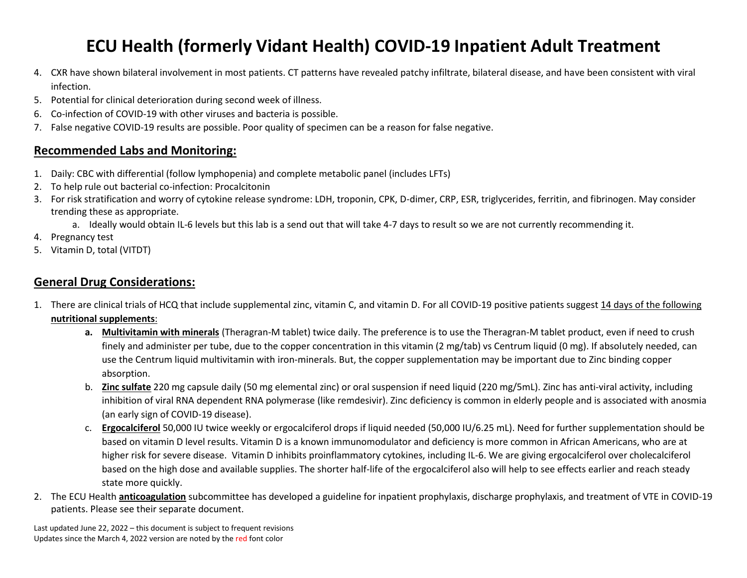# ECU Health (formerly Vidant Health) COVID-19 Inpatient Adult Treatment

4. CXR have shown bilateral involvement in most patients. CT patterns have revealed patchy infiltrate, bilateral disease, and have been consistent with viral infection.
5. Potential for clinical deterioration during second week of illness.
6. Co-infection of COVID-19 with other viruses and bacteria is possible.
7. False negative COVID-19 results are possible. Poor quality of specimen can be a reason for false negative.

## Recommended Labs and Monitoring:

1. Daily: CBC with differential (follow lymphopenia) and complete metabolic panel (includes LFTs)
2. To help rule out bacterial co-infection: Procalcitonin
3. For risk stratification and worry of cytokine release syndrome: LDH, troponin, CPK, D-dimer, CRP, ESR, triglycerides, ferritin, and fibrinogen. May consider trending these as appropriate.
   a. Ideally would obtain IL-6 levels but this lab is a send out that will take 4-7 days to result so we are not currently recommending it.
4. Pregnancy test
5. Vitamin D, total (VITDT)

## General Drug Considerations:

1. There are clinical trials of HCQ that include supplemental zinc, vitamin C, and vitamin D. For all COVID-19 positive patients suggest 14 days of the following **nutritional supplements**:
   a. **Multivitamin with minerals** (Theragran-M tablet) twice daily. The preference is to use the Theragran-M tablet product, even if need to crush finely and administer per tube, due to the copper concentration in this vitamin (2 mg/tab) vs Centrum liquid (0 mg). If absolutely needed, can use the Centrum liquid multivitamin with iron-minerals. But, the copper supplementation may be important due to Zinc binding copper absorption.
   b. **Zinc sulfate** 220 mg capsule daily (50 mg elemental zinc) or oral suspension if need liquid (220 mg/5mL). Zinc has anti-viral activity, including inhibition of viral RNA dependent RNA polymerase (like remdesivir). Zinc deficiency is common in elderly people and is associated with anosmia (an early sign of COVID-19 disease).
   c. **Ergocalciferol** 50,000 IU twice weekly or ergocalciferol drops if liquid needed (50,000 IU/6.25 mL). Need for further supplementation should be based on vitamin D level results. Vitamin D is a known immunomodulator and deficiency is more common in African Americans, who are at higher risk for severe disease. Vitamin D inhibits proinflammatory cytokines, including IL-6. We are giving ergocalciferol over cholecalciferol based on the high dose and available supplies. The shorter half-life of the ergocalciferol also will help to see effects earlier and reach steady state more quickly.
2. The ECU Health **anticoagulation** subcommittee has developed a guideline for inpatient prophylaxis, discharge prophylaxis, and treatment of VTE in COVID-19 patients. Please see their separate document.

Last updated June 22, 2022 – this document is subject to frequent revisions
Updates since the March 4, 2022 version are noted by the red font color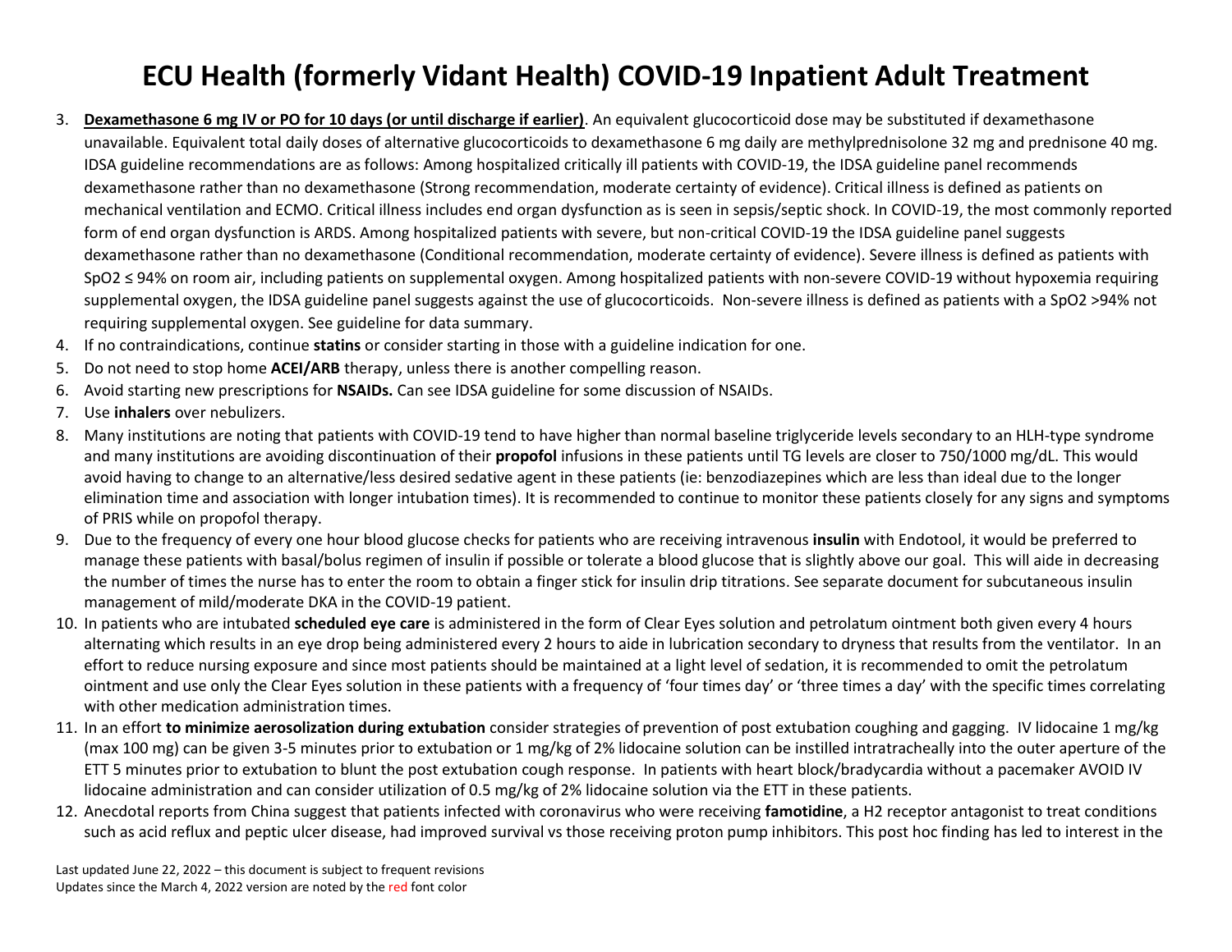# ECU Health (formerly Vidant Health) COVID-19 Inpatient Adult Treatment

3. **Dexamethasone 6 mg IV or PO for 10 days (or until discharge if earlier)**. An equivalent glucocorticoid dose may be substituted if dexamethasone unavailable. Equivalent total daily doses of alternative glucocorticoids to dexamethasone 6 mg daily are methylprednisolone 32 mg and prednisone 40 mg. IDSA guideline recommendations are as follows: Among hospitalized critically ill patients with COVID-19, the IDSA guideline panel recommends dexamethasone rather than no dexamethasone (Strong recommendation, moderate certainty of evidence). Critical illness is defined as patients on mechanical ventilation and ECMO. Critical illness includes end organ dysfunction as is seen in sepsis/septic shock. In COVID-19, the most commonly reported form of end organ dysfunction is ARDS. Among hospitalized patients with severe, but non-critical COVID-19 the IDSA guideline panel suggests dexamethasone rather than no dexamethasone (Conditional recommendation, moderate certainty of evidence). Severe illness is defined as patients with SpO2 ≤ 94% on room air, including patients on supplemental oxygen. Among hospitalized patients with non-severe COVID-19 without hypoxemia requiring supplemental oxygen, the IDSA guideline panel suggests against the use of glucocorticoids. Non-severe illness is defined as patients with a SpO2 >94% not requiring supplemental oxygen. See guideline for data summary.
4. If no contraindications, continue **statins** or consider starting in those with a guideline indication for one.
5. Do not need to stop home **ACEI/ARB** therapy, unless there is another compelling reason.
6. Avoid starting new prescriptions for **NSAIDs.** Can see IDSA guideline for some discussion of NSAIDs.
7. Use **inhalers** over nebulizers.
8. Many institutions are noting that patients with COVID-19 tend to have higher than normal baseline triglyceride levels secondary to an HLH-type syndrome and many institutions are avoiding discontinuation of their **propofol** infusions in these patients until TG levels are closer to 750/1000 mg/dL. This would avoid having to change to an alternative/less desired sedative agent in these patients (ie: benzodiazepines which are less than ideal due to the longer elimination time and association with longer intubation times). It is recommended to continue to monitor these patients closely for any signs and symptoms of PRIS while on propofol therapy.
9. Due to the frequency of every one hour blood glucose checks for patients who are receiving intravenous **insulin** with Endotool, it would be preferred to manage these patients with basal/bolus regimen of insulin if possible or tolerate a blood glucose that is slightly above our goal. This will aide in decreasing the number of times the nurse has to enter the room to obtain a finger stick for insulin drip titrations. See separate document for subcutaneous insulin management of mild/moderate DKA in the COVID-19 patient.
10. In patients who are intubated **scheduled eye care** is administered in the form of Clear Eyes solution and petrolatum ointment both given every 4 hours alternating which results in an eye drop being administered every 2 hours to aide in lubrication secondary to dryness that results from the ventilator. In an effort to reduce nursing exposure and since most patients should be maintained at a light level of sedation, it is recommended to omit the petrolatum ointment and use only the Clear Eyes solution in these patients with a frequency of 'four times day' or 'three times a day' with the specific times correlating with other medication administration times.
11. In an effort **to minimize aerosolization during extubation** consider strategies of prevention of post extubation coughing and gagging. IV lidocaine 1 mg/kg (max 100 mg) can be given 3-5 minutes prior to extubation or 1 mg/kg of 2% lidocaine solution can be instilled intratracheally into the outer aperture of the ETT 5 minutes prior to extubation to blunt the post extubation cough response. In patients with heart block/bradycardia without a pacemaker AVOID IV lidocaine administration and can consider utilization of 0.5 mg/kg of 2% lidocaine solution via the ETT in these patients.
12. Anecdotal reports from China suggest that patients infected with coronavirus who were receiving **famotidine**, a H2 receptor antagonist to treat conditions such as acid reflux and peptic ulcer disease, had improved survival vs those receiving proton pump inhibitors. This post hoc finding has led to interest in the

Last updated June 22, 2022 – this document is subject to frequent revisions
Updates since the March 4, 2022 version are noted by the red font color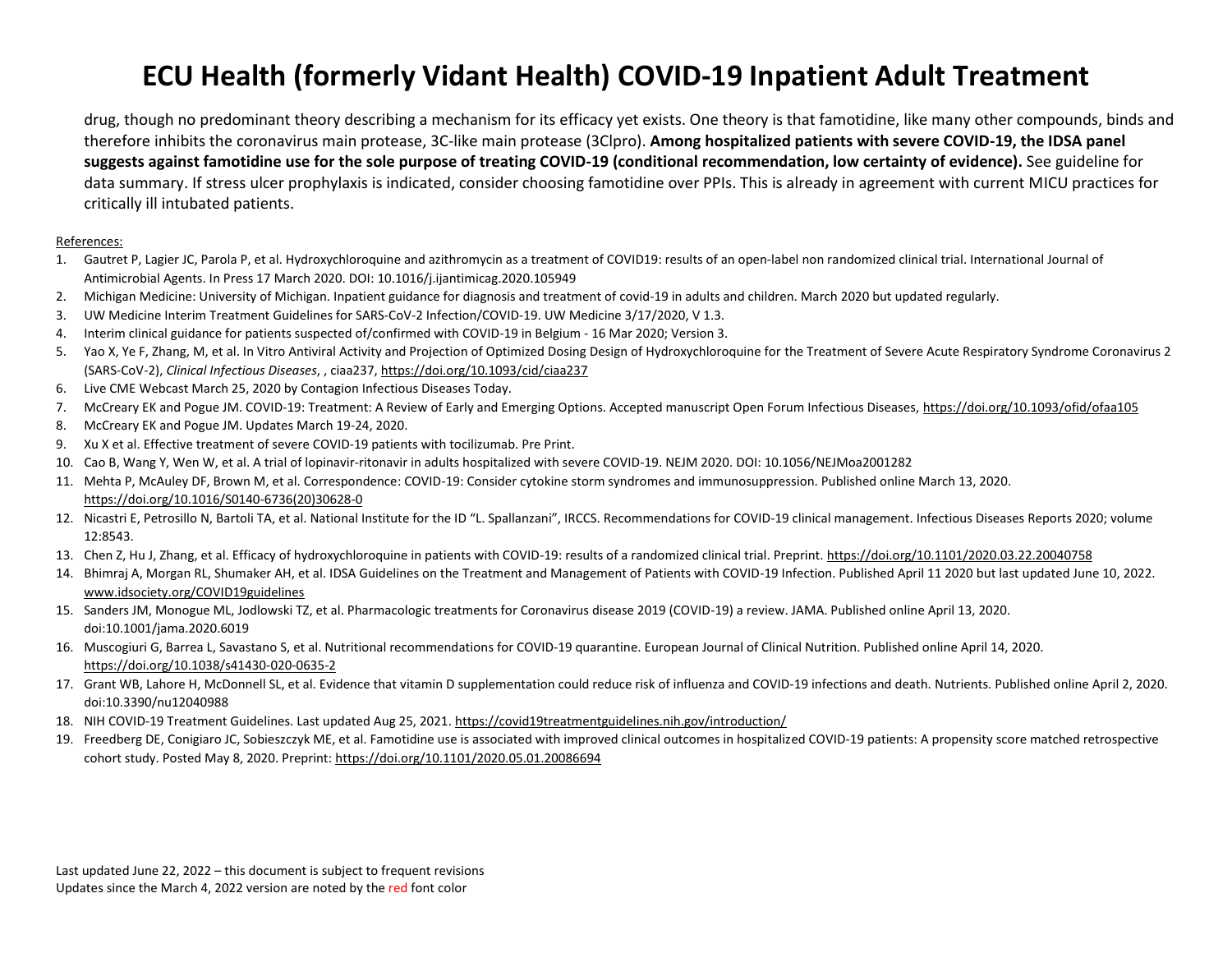drug, though no predominant theory describing a mechanism for its efficacy yet exists. One theory is that famotidine, like many other compounds, binds and therefore inhibits the coronavirus main protease, 3C-like main protease (3Clpro). **Among hospitalized patients with severe COVID-19, the IDSA panel suggests against famotidine use for the sole purpose of treating COVID-19 (conditional recommendation, low certainty of evidence).** See guideline for data summary. If stress ulcer prophylaxis is indicated, consider choosing famotidine over PPIs. This is already in agreement with current MICU practices for critically ill intubated patients.

References:

1. Gautret P, Lagier JC, Parola P, et al. Hydroxychloroquine and azithromycin as a treatment of COVID19: results of an open-label non randomized clinical trial. International Journal of Antimicrobial Agents. In Press 17 March 2020. DOI: 10.1016/j.ijantimicag.2020.105949
2. Michigan Medicine: University of Michigan. Inpatient guidance for diagnosis and treatment of covid-19 in adults and children. March 2020 but updated regularly.
3. UW Medicine Interim Treatment Guidelines for SARS-CoV-2 Infection/COVID-19. UW Medicine 3/17/2020, V 1.3.
4. Interim clinical guidance for patients suspected of/confirmed with COVID-19 in Belgium - 16 Mar 2020; Version 3.
5. Yao X, Ye F, Zhang, M, et al. In Vitro Antiviral Activity and Projection of Optimized Dosing Design of Hydroxychloroquine for the Treatment of Severe Acute Respiratory Syndrome Coronavirus 2 (SARS-CoV-2), *Clinical Infectious Diseases*, , ciaa237, https://doi.org/10.1093/cid/ciaa237
6. Live CME Webcast March 25, 2020 by Contagion Infectious Diseases Today.
7. McCreary EK and Pogue JM. COVID-19: Treatment: A Review of Early and Emerging Options. Accepted manuscript Open Forum Infectious Diseases, https://doi.org/10.1093/ofid/ofaa105
8. McCreary EK and Pogue JM. Updates March 19-24, 2020.
9. Xu X et al. Effective treatment of severe COVID-19 patients with tocilizumab. Pre Print.
10. Cao B, Wang Y, Wen W, et al. A trial of lopinavir-ritonavir in adults hospitalized with severe COVID-19. NEJM 2020. DOI: 10.1056/NEJMoa2001282
11. Mehta P, McAuley DF, Brown M, et al. Correspondence: COVID-19: Consider cytokine storm syndromes and immunosuppression. Published online March 13, 2020. https://doi.org/10.1016/S0140-6736(20)30628-0
12. Nicastri E, Petrosillo N, Bartoli TA, et al. National Institute for the ID "L. Spallanzani", IRCCS. Recommendations for COVID-19 clinical management. Infectious Diseases Reports 2020; volume 12:8543.
13. Chen Z, Hu J, Zhang, et al. Efficacy of hydroxychloroquine in patients with COVID-19: results of a randomized clinical trial. Preprint. https://doi.org/10.1101/2020.03.22.20040758
14. Bhimraj A, Morgan RL, Shumaker AH, et al. IDSA Guidelines on the Treatment and Management of Patients with COVID-19 Infection. Published April 11 2020 but last updated June 10, 2022. www.idsociety.org/COVID19guidelines
15. Sanders JM, Monogue ML, Jodlowski TZ, et al. Pharmacologic treatments for Coronavirus disease 2019 (COVID-19) a review. JAMA. Published online April 13, 2020. doi:10.1001/jama.2020.6019
16. Muscogiuri G, Barrea L, Savastano S, et al. Nutritional recommendations for COVID-19 quarantine. European Journal of Clinical Nutrition. Published online April 14, 2020. https://doi.org/10.1038/s41430-020-0635-2
17. Grant WB, Lahore H, McDonnell SL, et al. Evidence that vitamin D supplementation could reduce risk of influenza and COVID-19 infections and death. Nutrients. Published online April 2, 2020. doi:10.3390/nu12040988
18. NIH COVID-19 Treatment Guidelines. Last updated Aug 25, 2021. https://covid19treatmentguidelines.nih.gov/introduction/
19. Freedberg DE, Conigiaro JC, Sobieszczyk ME, et al. Famotidine use is associated with improved clinical outcomes in hospitalized COVID-19 patients: A propensity score matched retrospective cohort study. Posted May 8, 2020. Preprint: https://doi.org/10.1101/2020.05.01.20086694

Last updated June 22, 2022 – this document is subject to frequent revisions
Updates since the March 4, 2022 version are noted by the red font color